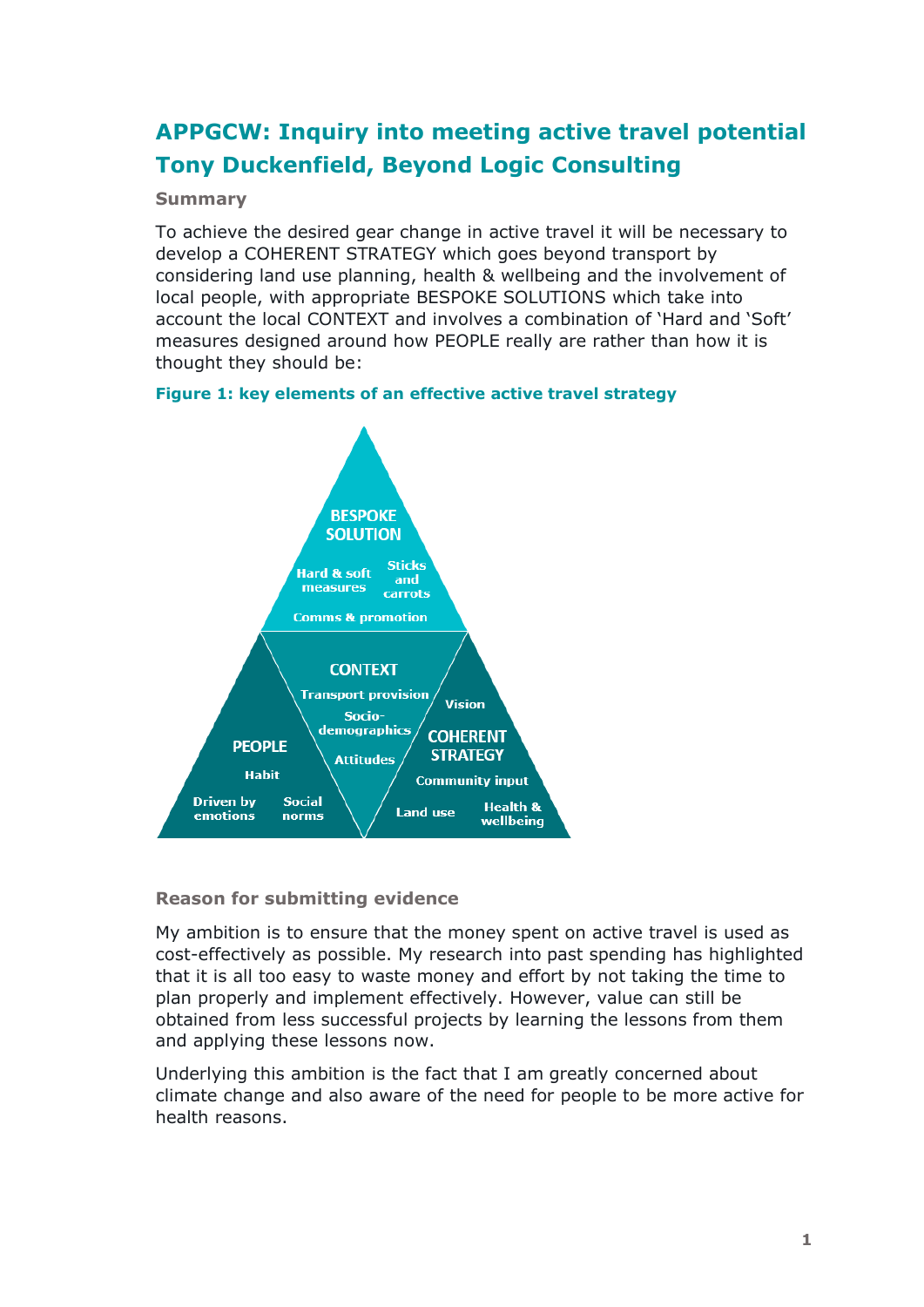# APPGCW: Inquiry into meeting active travel potential

# Tony Duckenfield, Beyond Logic Consulting

### Summary

To achieve the desired gear change in active travel it will be necessary to develop a COHERENT STRATEGY which goes beyond transport by considering land use planning, health & wellbeing and the involvement of local people, with appropriate BESPOKE SOLUTIONS which take into account the local CONTEXT and involves a combination of 'Hard and 'Soft' measures designed around how PEOPLE really are rather than how it is thought they should be:

**Figure 1: key elements of an effective active travel strategy**

BESPOKE SOLUTION
Hard & soft measures
Sticks and carrots
Comms & promotion

CONTEXT
Transport provision
Socio-demographics
Attitudes

PEOPLE
Habit
Driven by emotions
Social norms

COHERENT STRATEGY
Vision
Community input
Land use
Health & wellbeing

### Reason for submitting evidence

My ambition is to ensure that the money spent on active travel is used as cost-effectively as possible. My research into past spending has highlighted that it is all too easy to waste money and effort by not taking the time to plan properly and implement effectively. However, value can still be obtained from less successful projects by learning the lessons from them and applying these lessons now.

Underlying this ambition is the fact that I am greatly concerned about climate change and also aware of the need for people to be more active for health reasons.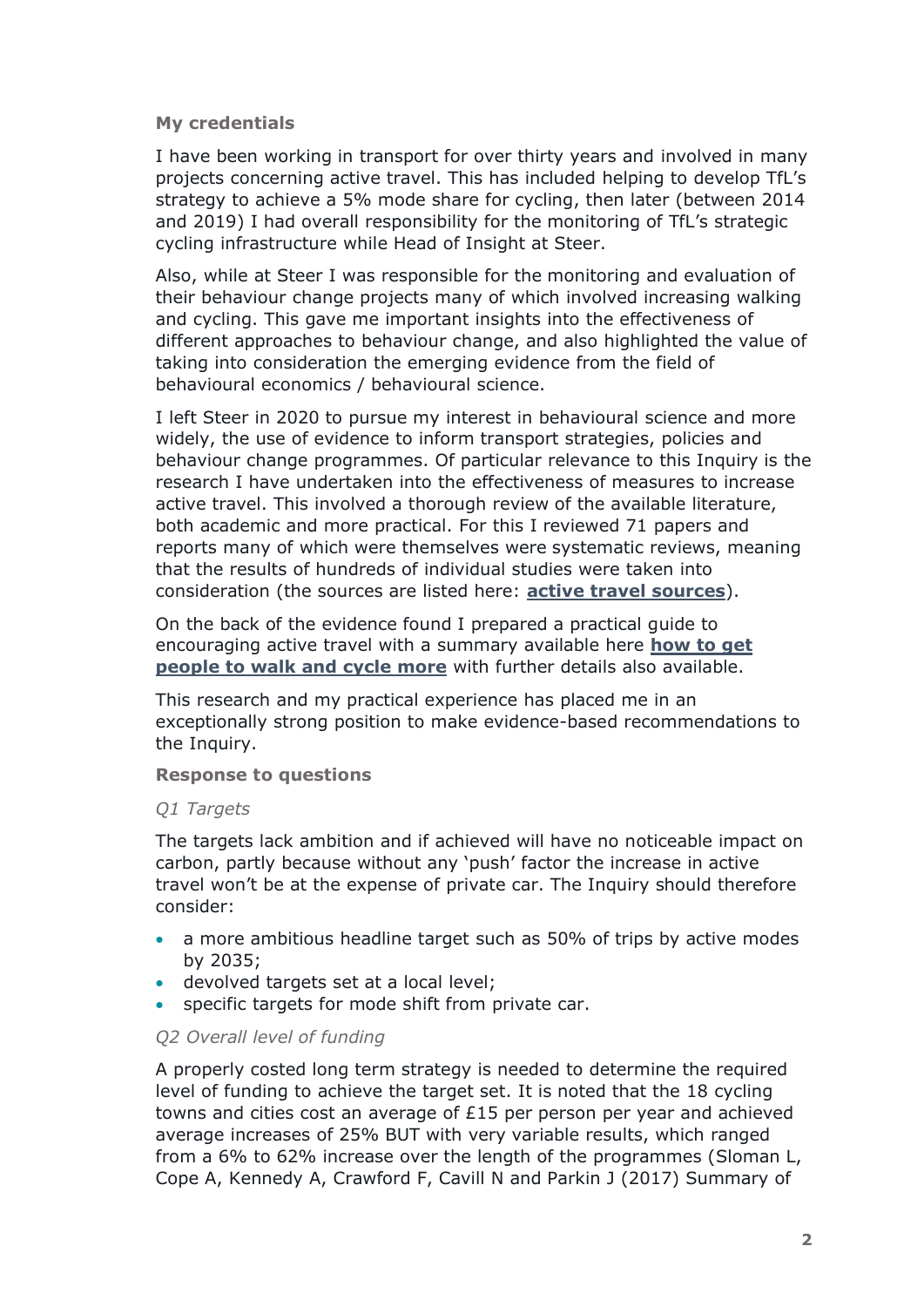**My credentials**

I have been working in transport for over thirty years and involved in many projects concerning active travel. This has included helping to develop TfL's strategy to achieve a 5% mode share for cycling, then later (between 2014 and 2019) I had overall responsibility for the monitoring of TfL's strategic cycling infrastructure while Head of Insight at Steer.

Also, while at Steer I was responsible for the monitoring and evaluation of their behaviour change projects many of which involved increasing walking and cycling. This gave me important insights into the effectiveness of different approaches to behaviour change, and also highlighted the value of taking into consideration the emerging evidence from the field of behavioural economics / behavioural science.

I left Steer in 2020 to pursue my interest in behavioural science and more widely, the use of evidence to inform transport strategies, policies and behaviour change programmes. Of particular relevance to this Inquiry is the research I have undertaken into the effectiveness of measures to increase active travel. This involved a thorough review of the available literature, both academic and more practical. For this I reviewed 71 papers and reports many of which were themselves were systematic reviews, meaning that the results of hundreds of individual studies were taken into consideration (the sources are listed here: **active travel sources**).

On the back of the evidence found I prepared a practical guide to encouraging active travel with a summary available here **how to get people to walk and cycle more** with further details also available.

This research and my practical experience has placed me in an exceptionally strong position to make evidence-based recommendations to the Inquiry.

**Response to questions**

*Q1 Targets*

The targets lack ambition and if achieved will have no noticeable impact on carbon, partly because without any 'push' factor the increase in active travel won't be at the expense of private car. The Inquiry should therefore consider:

- a more ambitious headline target such as 50% of trips by active modes by 2035;
- devolved targets set at a local level;
- specific targets for mode shift from private car.

*Q2 Overall level of funding*

A properly costed long term strategy is needed to determine the required level of funding to achieve the target set. It is noted that the 18 cycling towns and cities cost an average of £15 per person per year and achieved average increases of 25% BUT with very variable results, which ranged from a 6% to 62% increase over the length of the programmes (Sloman L, Cope A, Kennedy A, Crawford F, Cavill N and Parkin J (2017) Summary of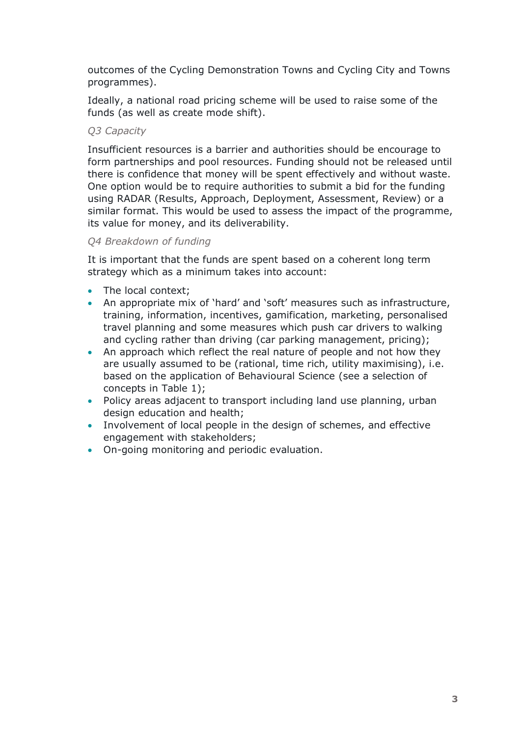outcomes of the Cycling Demonstration Towns and Cycling City and Towns programmes).

Ideally, a national road pricing scheme will be used to raise some of the funds (as well as create mode shift).

*Q3 Capacity*

Insufficient resources is a barrier and authorities should be encourage to form partnerships and pool resources. Funding should not be released until there is confidence that money will be spent effectively and without waste. One option would be to require authorities to submit a bid for the funding using RADAR (Results, Approach, Deployment, Assessment, Review) or a similar format. This would be used to assess the impact of the programme, its value for money, and its deliverability.

*Q4 Breakdown of funding*

It is important that the funds are spent based on a coherent long term strategy which as a minimum takes into account:

- The local context;
- An appropriate mix of 'hard' and 'soft' measures such as infrastructure, training, information, incentives, gamification, marketing, personalised travel planning and some measures which push car drivers to walking and cycling rather than driving (car parking management, pricing);
- An approach which reflect the real nature of people and not how they are usually assumed to be (rational, time rich, utility maximising), i.e. based on the application of Behavioural Science (see a selection of concepts in Table 1);
- Policy areas adjacent to transport including land use planning, urban design education and health;
- Involvement of local people in the design of schemes, and effective engagement with stakeholders;
- On-going monitoring and periodic evaluation.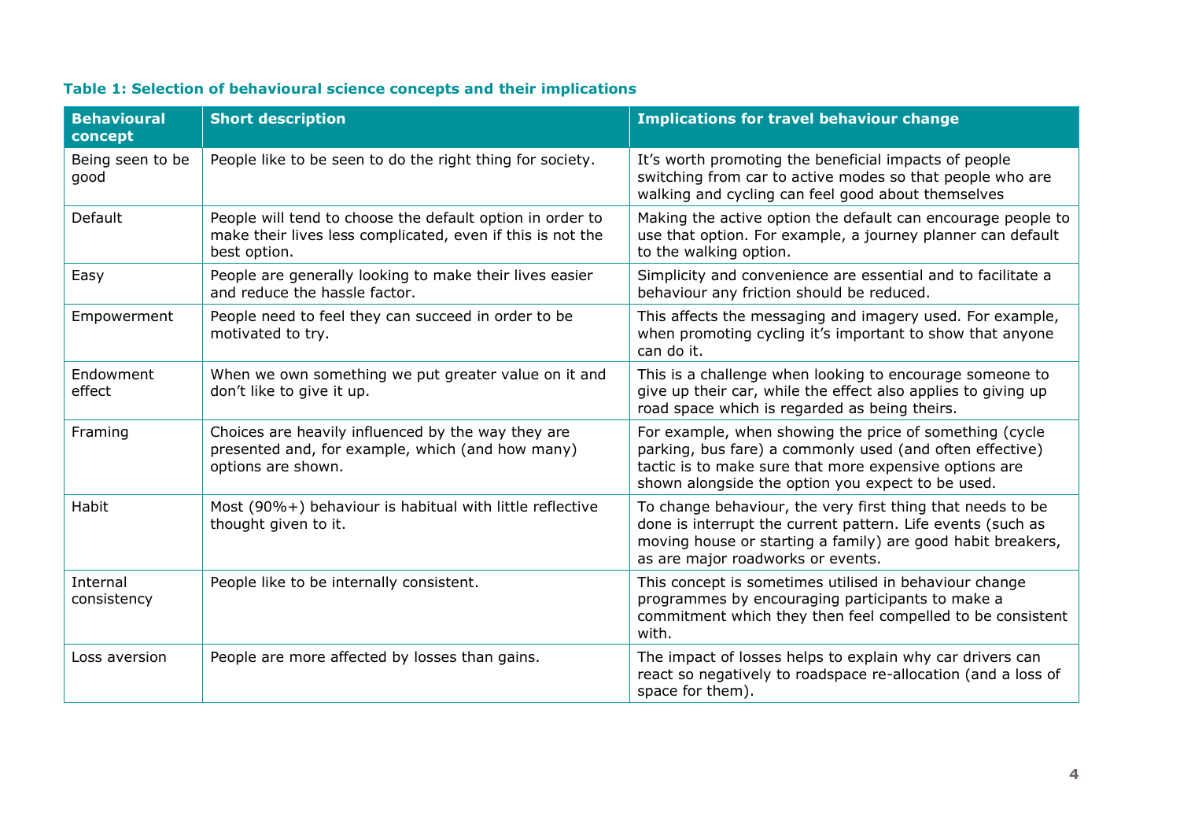**Table 1: Selection of behavioural science concepts and their implications**

| Behavioural concept | Short description | Implications for travel behaviour change |
|---|---|---|
| Being seen to be good | People like to be seen to do the right thing for society. | It's worth promoting the beneficial impacts of people switching from car to active modes so that people who are walking and cycling can feel good about themselves |
| Default | People will tend to choose the default option in order to make their lives less complicated, even if this is not the best option. | Making the active option the default can encourage people to use that option. For example, a journey planner can default to the walking option. |
| Easy | People are generally looking to make their lives easier and reduce the hassle factor. | Simplicity and convenience are essential and to facilitate a behaviour any friction should be reduced. |
| Empowerment | People need to feel they can succeed in order to be motivated to try. | This affects the messaging and imagery used. For example, when promoting cycling it's important to show that anyone can do it. |
| Endowment effect | When we own something we put greater value on it and don't like to give it up. | This is a challenge when looking to encourage someone to give up their car, while the effect also applies to giving up road space which is regarded as being theirs. |
| Framing | Choices are heavily influenced by the way they are presented and, for example, which (and how many) options are shown. | For example, when showing the price of something (cycle parking, bus fare) a commonly used (and often effective) tactic is to make sure that more expensive options are shown alongside the option you expect to be used. |
| Habit | Most (90%+) behaviour is habitual with little reflective thought given to it. | To change behaviour, the very first thing that needs to be done is interrupt the current pattern. Life events (such as moving house or starting a family) are good habit breakers, as are major roadworks or events. |
| Internal consistency | People like to be internally consistent. | This concept is sometimes utilised in behaviour change programmes by encouraging participants to make a commitment which they then feel compelled to be consistent with. |
| Loss aversion | People are more affected by losses than gains. | The impact of losses helps to explain why car drivers can react so negatively to roadspace re-allocation (and a loss of space for them). |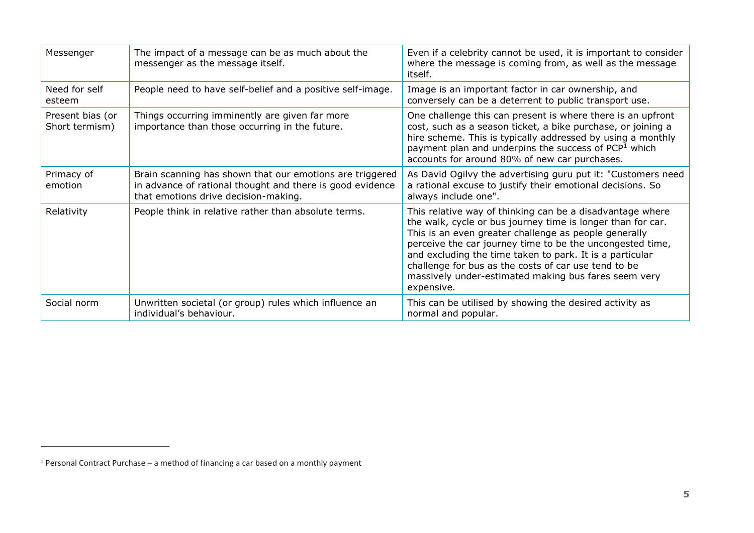| Messenger | The impact of a message can be as much about the messenger as the message itself. | Even if a celebrity cannot be used, it is important to consider where the message is coming from, as well as the message itself. |
|---|---|---|
| Need for self esteem | People need to have self-belief and a positive self-image. | Image is an important factor in car ownership, and conversely can be a deterrent to public transport use. |
| Present bias (or Short termism) | Things occurring imminently are given far more importance than those occurring in the future. | One challenge this can present is where there is an upfront cost, such as a season ticket, a bike purchase, or joining a hire scheme. This is typically addressed by using a monthly payment plan and underpins the success of PCP[1] which accounts for around 80% of new car purchases. |
| Primacy of emotion | Brain scanning has shown that our emotions are triggered in advance of rational thought and there is good evidence that emotions drive decision-making. | As David Ogilvy the advertising guru put it: "Customers need a rational excuse to justify their emotional decisions. So always include one". |
| Relativity | People think in relative rather than absolute terms. | This relative way of thinking can be a disadvantage where the walk, cycle or bus journey time is longer than for car. This is an even greater challenge as people generally perceive the car journey time to be the uncongested time, and excluding the time taken to park. It is a particular challenge for bus as the costs of car use tend to be massively under-estimated making bus fares seem very expensive. |
| Social norm | Unwritten societal (or group) rules which influence an individual's behaviour. | This can be utilised by showing the desired activity as normal and popular. |

[1] Personal Contract Purchase – a method of financing a car based on a monthly payment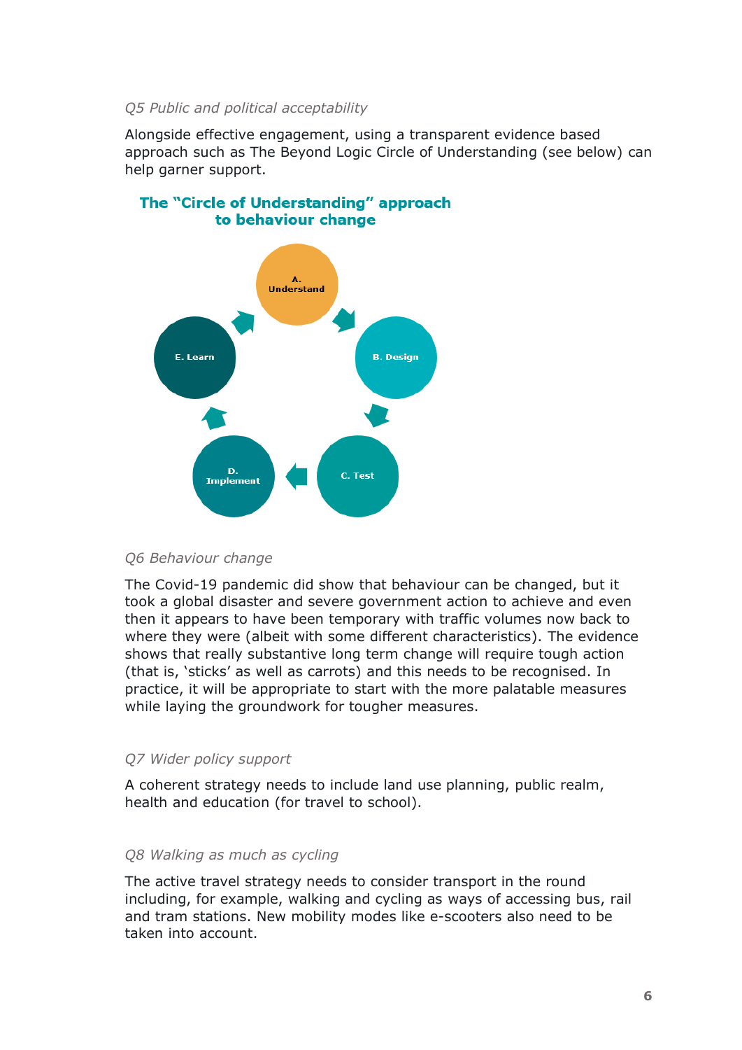*Q5 Public and political acceptability*

Alongside effective engagement, using a transparent evidence based approach such as The Beyond Logic Circle of Understanding (see below) can help garner support.

**The "Circle of Understanding" approach to behaviour change**

A. Understand → B. Design → C. Test → D. Implement → E. Learn

*Q6 Behaviour change*

The Covid-19 pandemic did show that behaviour can be changed, but it took a global disaster and severe government action to achieve and even then it appears to have been temporary with traffic volumes now back to where they were (albeit with some different characteristics). The evidence shows that really substantive long term change will require tough action (that is, 'sticks' as well as carrots) and this needs to be recognised. In practice, it will be appropriate to start with the more palatable measures while laying the groundwork for tougher measures.

*Q7 Wider policy support*

A coherent strategy needs to include land use planning, public realm, health and education (for travel to school).

*Q8 Walking as much as cycling*

The active travel strategy needs to consider transport in the round including, for example, walking and cycling as ways of accessing bus, rail and tram stations. New mobility modes like e-scooters also need to be taken into account.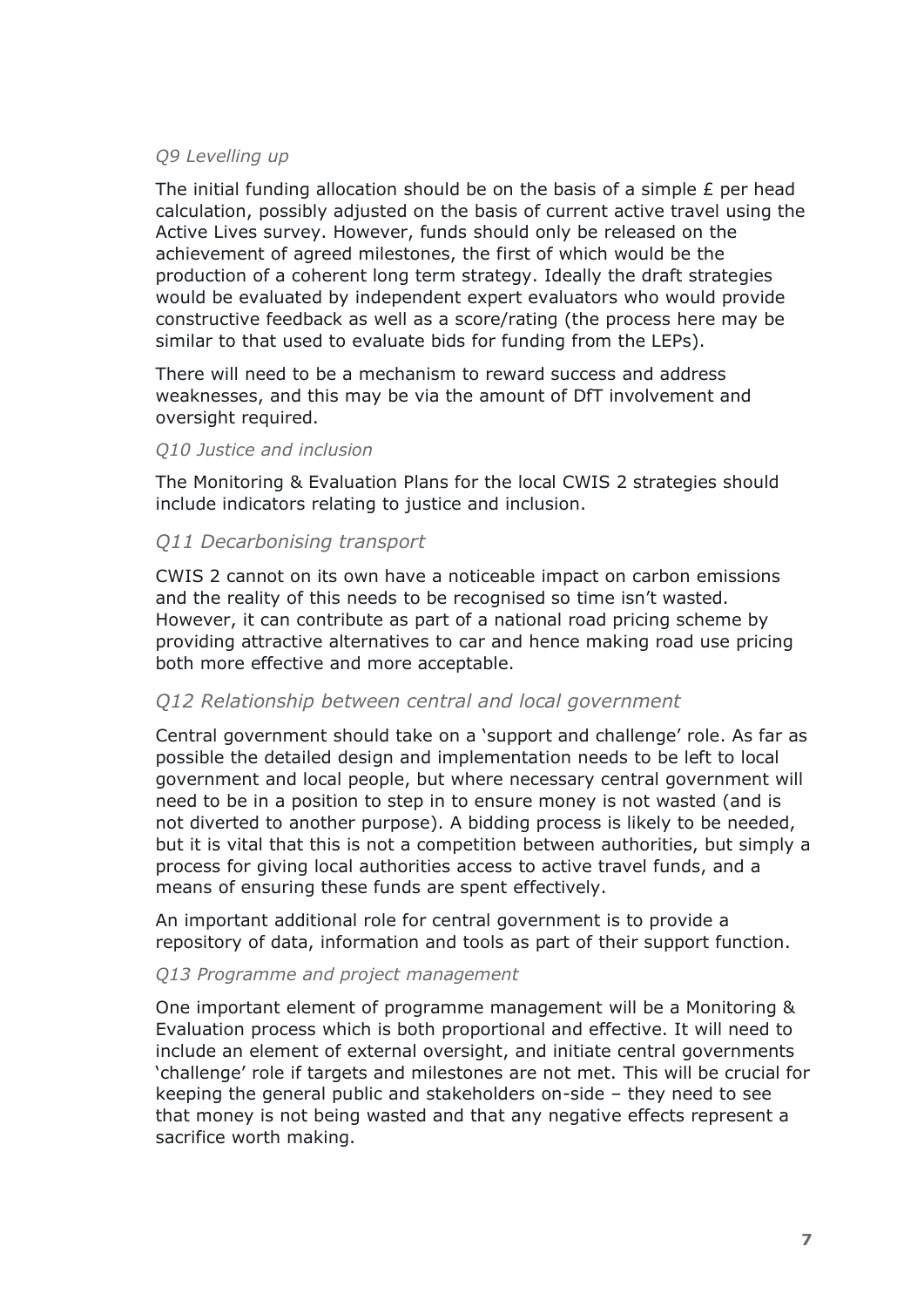*Q9 Levelling up*

The initial funding allocation should be on the basis of a simple £ per head calculation, possibly adjusted on the basis of current active travel using the Active Lives survey. However, funds should only be released on the achievement of agreed milestones, the first of which would be the production of a coherent long term strategy. Ideally the draft strategies would be evaluated by independent expert evaluators who would provide constructive feedback as well as a score/rating (the process here may be similar to that used to evaluate bids for funding from the LEPs).

There will need to be a mechanism to reward success and address weaknesses, and this may be via the amount of DfT involvement and oversight required.

*Q10 Justice and inclusion*

The Monitoring & Evaluation Plans for the local CWIS 2 strategies should include indicators relating to justice and inclusion.

*Q11 Decarbonising transport*

CWIS 2 cannot on its own have a noticeable impact on carbon emissions and the reality of this needs to be recognised so time isn't wasted. However, it can contribute as part of a national road pricing scheme by providing attractive alternatives to car and hence making road use pricing both more effective and more acceptable.

*Q12 Relationship between central and local government*

Central government should take on a 'support and challenge' role. As far as possible the detailed design and implementation needs to be left to local government and local people, but where necessary central government will need to be in a position to step in to ensure money is not wasted (and is not diverted to another purpose). A bidding process is likely to be needed, but it is vital that this is not a competition between authorities, but simply a process for giving local authorities access to active travel funds, and a means of ensuring these funds are spent effectively.

An important additional role for central government is to provide a repository of data, information and tools as part of their support function.

*Q13 Programme and project management*

One important element of programme management will be a Monitoring & Evaluation process which is both proportional and effective. It will need to include an element of external oversight, and initiate central governments 'challenge' role if targets and milestones are not met. This will be crucial for keeping the general public and stakeholders on-side – they need to see that money is not being wasted and that any negative effects represent a sacrifice worth making.